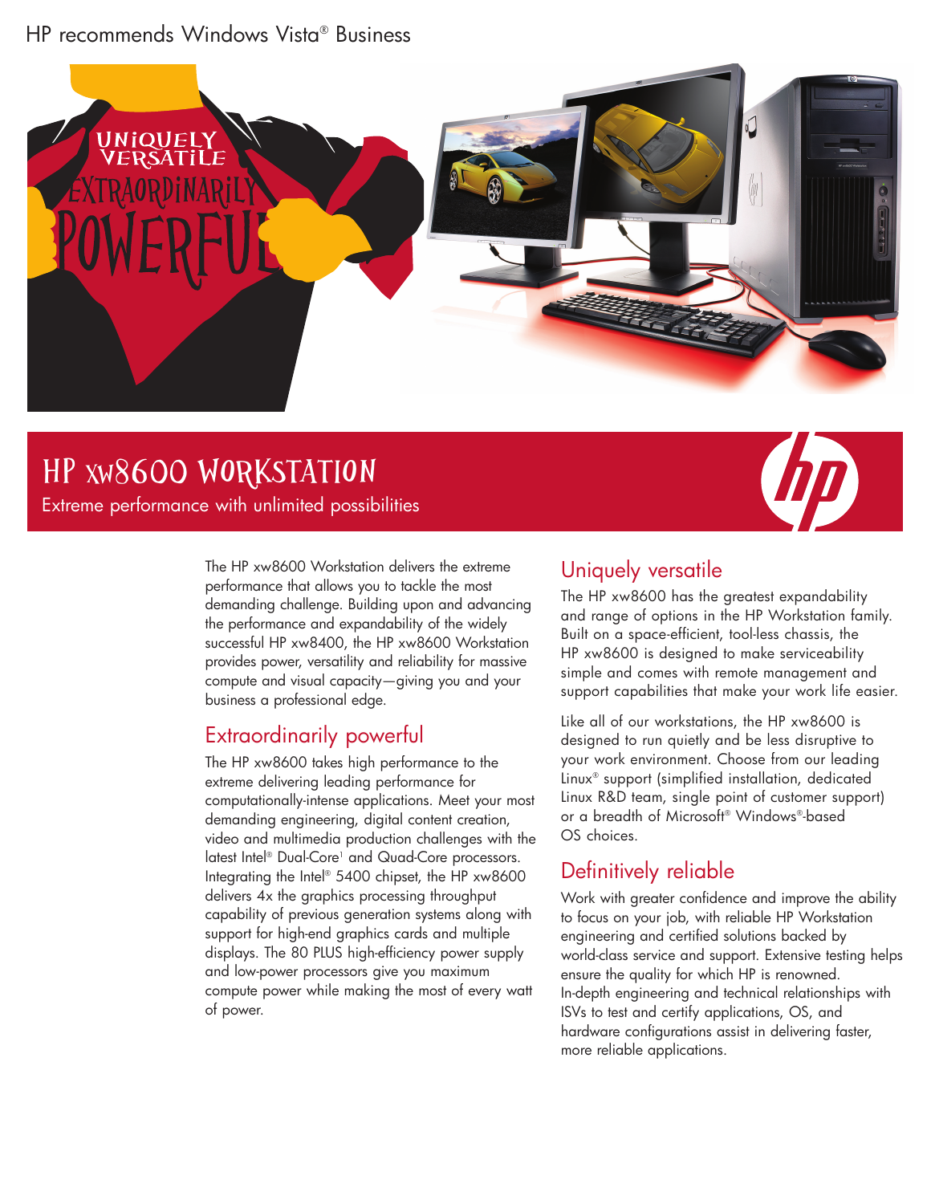HP recommends Windows Vista® Business

UNIQUELY VERSATILE
EXTRAORDINARILY
POWERFUL

# HP xw8600 Workstation

Extreme performance with unlimited possibilities

The HP xw8600 Workstation delivers the extreme performance that allows you to tackle the most demanding challenge. Building upon and advancing the performance and expandability of the widely successful HP xw8400, the HP xw8600 Workstation provides power, versatility and reliability for massive compute and visual capacity—giving you and your business a professional edge.

## Extraordinarily powerful

The HP xw8600 takes high performance to the extreme delivering leading performance for computationally-intense applications. Meet your most demanding engineering, digital content creation, video and multimedia production challenges with the latest Intel® Dual-Core[1] and Quad-Core processors. Integrating the Intel® 5400 chipset, the HP xw8600 delivers 4x the graphics processing throughput capability of previous generation systems along with support for high-end graphics cards and multiple displays. The 80 PLUS high-efficiency power supply and low-power processors give you maximum compute power while making the most of every watt of power.

## Uniquely versatile

The HP xw8600 has the greatest expandability and range of options in the HP Workstation family. Built on a space-efficient, tool-less chassis, the HP xw8600 is designed to make serviceability simple and comes with remote management and support capabilities that make your work life easier.

Like all of our workstations, the HP xw8600 is designed to run quietly and be less disruptive to your work environment. Choose from our leading Linux® support (simplified installation, dedicated Linux R&D team, single point of customer support) or a breadth of Microsoft® Windows®-based OS choices.

## Definitively reliable

Work with greater confidence and improve the ability to focus on your job, with reliable HP Workstation engineering and certified solutions backed by world-class service and support. Extensive testing helps ensure the quality for which HP is renowned. In-depth engineering and technical relationships with ISVs to test and certify applications, OS, and hardware configurations assist in delivering faster, more reliable applications.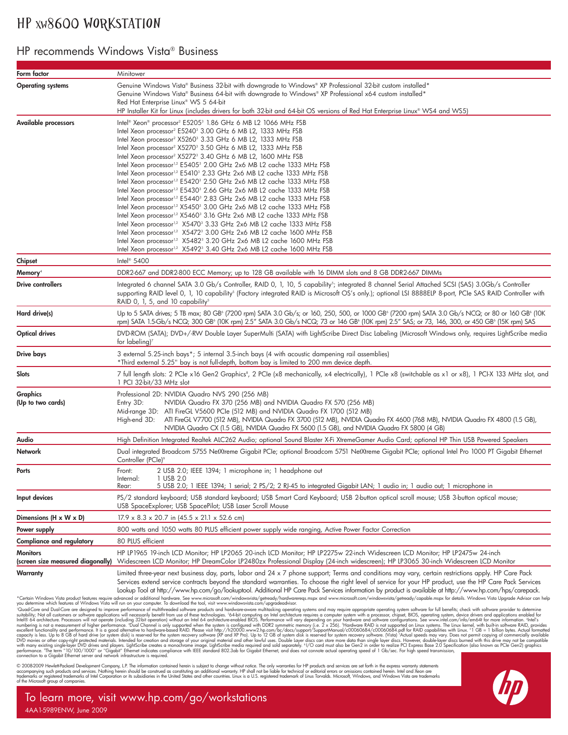# HP xw8600 Workstation

## HP recommends Windows Vista® Business

| | |
|---|---|
| **Form factor** | Minitower |
| **Operating systems** | Genuine Windows Vista® Business 32-bit with downgrade to Windows® XP Professional 32-bit custom installed*<br>Genuine Windows Vista® Business 64-bit with downgrade to Windows® XP Professional x64 custom installed*<br>Red Hat Enterprise Linux® WS 5 64-bit<br>HP Installer Kit for Linux (includes drivers for both 32-bit and 64-bit OS versions of Red Hat Enterprise Linux® WS4 and WS5) |
| **Available processors** | Intel® Xeon® processor[2] E5205[3] 1.86 GHz 6 MB L2 1066 MHz FSB<br>Intel Xeon processor[2] E5240[3] 3.00 GHz 6 MB L2, 1333 MHz FSB<br>Intel Xeon processor[2] X5260[3] 3.33 GHz 6 MB L2, 1333 MHz FSB<br>Intel Xeon processor[2] X5270[3] 3.50 GHz 6 MB L2, 1333 MHz FSB<br>Intel Xeon processor[2] X5272[3] 3.40 GHz 6 MB L2, 1600 MHz FSB<br>Intel Xeon processor[1,2] E5405[3] 2.00 GHz 2x6 MB L2 cache 1333 MHz FSB<br>Intel Xeon processor[1,2] E5410[3] 2.33 GHz 2x6 MB L2 cache 1333 MHz FSB<br>Intel Xeon processor[1,2] E5420[3] 2.50 GHz 2x6 MB L2 cache 1333 MHz FSB<br>Intel Xeon processor[1,2] E5430[3] 2.66 GHz 2x6 MB L2 cache 1333 MHz FSB<br>Intel Xeon processor[1,2] E5440[3] 2.83 GHz 2x6 MB L2 cache 1333 MHz FSB<br>Intel Xeon processor[1,2] X5450[3] 3.00 GHz 2x6 MB L2 cache 1333 MHz FSB<br>Intel Xeon processor[1,2] X5460[3] 3.16 GHz 2x6 MB L2 cache 1333 MHz FSB<br>Intel Xeon processor[1,2] X5470[3] 3.33 GHz 2x6 MB L2 cache 1333 MHz FSB<br>Intel Xeon processor[1,2] X5472[3] 3.00 GHz 2x6 MB L2 cache 1600 MHz FSB<br>Intel Xeon processor[1,2] X5482[3] 3.20 GHz 2x6 MB L2 cache 1600 MHz FSB<br>Intel Xeon processor[1,2] X5492[3] 3.40 GHz 2x6 MB L2 cache 1600 MHz FSB |
| **Chipset** | Intel® 5400 |
| **Memory**[4] | DDR2-667 and DDR2-800 ECC Memory; up to 128 GB available with 16 DIMM slots and 8 GB DDR2-667 DIMMs |
| **Drive controllers** | Integrated 6 channel SATA 3.0 Gb/s Controller, RAID 0, 1, 10, 5 capability[5]; integrated 8 channel Serial Attached SCSI (SAS) 3.0Gb/s Controller supporting RAID level 0, 1, 10 capability[5] (Factory integrated RAID is Microsoft OS's only.); optional LSI 8888ELP 8-port, PCIe SAS RAID Controller with RAID 0, 1, 5, and 10 capability[5] |
| **Hard drive(s)** | Up to 5 SATA drives; 5 TB max; 80 GB[6] (7200 rpm) SATA 3.0 Gb/s; or 160, 250, 500, or 1000 GB[6] (7200 rpm) SATA 3.0 Gb/s NCQ; or 80 or 160 GB[6] (10K rpm) SATA 1.5-Gb/s NCQ; 300 GB[6] (10K rpm) 2.5" SATA 3.0 Gb/s NCQ; 73 or 146 GB[6] (10K rpm) 2.5" SAS; or 73, 146, 300, or 450 GB[6] (15K rpm) SAS |
| **Optical drives** | DVD-ROM (SATA); DVD+/-RW Double Layer SuperMulti (SATA) with LightScribe Direct Disc Labeling (Microsoft Windows only, requires LightScribe media for labeling)[7] |
| **Drive bays** | 3 external 5.25-inch bays*; 5 internal 3.5-inch bays (4 with acoustic dampening rail assemblies)<br>*Third external 5.25" bay is not full-depth, bottom bay is limited to 200 mm device depth. |
| **Slots** | 7 full length slots: 2 PCIe x16 Gen2 Graphics[8], 2 PCIe (x8 mechanically, x4 electrically), 1 PCIe x8 (switchable as x1 or x8), 1 PCI-X 133 MHz slot, and 1 PCI 32-bit/33 MHz slot |
| **Graphics (Up to two cards)** | Professional 2D: NVIDIA Quadro NVS 290 (256 MB)<br>Entry 3D: NVIDIA Quadro FX 370 (256 MB) and NVIDIA Quadro FX 570 (256 MB)<br>Mid-range 3D: ATI FireGL V5600 PCIe (512 MB) and NVIDIA Quadro FX 1700 (512 MB)<br>High-end 3D: ATI FireGL V7700 (512 MB), NVIDIA Quadro FX 3700 (512 MB), NVIDIA Quadro FX 4600 (768 MB), NVIDIA Quadro FX 4800 (1.5 GB), NVIDIA Quadro CX (1.5 GB), NVIDIA Quadro FX 5600 (1.5 GB), and NVIDIA Quadro FX 5800 (4 GB) |
| **Audio** | High Definition Integrated Realtek ALC262 Audio; optional Sound Blaster X-Fi XtremeGamer Audio Card; optional HP Thin USB Powered Speakers |
| **Network** | Dual integrated Broadcom 5755 NetXtreme Gigabit PCIe; optional Broadcom 5751 NetXtreme Gigabit PCIe; optional Intel Pro 1000 PT Gigabit Ethernet Controller (PCIe)[9] |
| **Ports** | Front: 2 USB 2.0; IEEE 1394; 1 microphone in; 1 headphone out<br>Internal: 1 USB 2.0<br>Rear: 5 USB 2.0; 1 IEEE 1394; 1 serial; 2 PS/2; 2 RJ-45 to integrated Gigabit LAN; 1 audio in; 1 audio out; 1 microphone in |
| **Input devices** | PS/2 standard keyboard; USB standard keyboard; USB Smart Card Keyboard; USB 2-button optical scroll mouse; USB 3-button optical mouse; USB SpaceExplorer; USB SpacePilot; USB Laser Scroll Mouse |
| **Dimensions (H x W x D)** | 17.9 x 8.3 x 20.7 in (45.5 x 21.1 x 52.6 cm) |
| **Power supply** | 800 watts and 1050 watts 80 PLUS efficient power supply wide ranging, Active Power Factor Correction |
| **Compliance and regulatory** | 80 PLUS efficient |
| **Monitors (screen size measured diagonally)** | HP LP1965 19-inch LCD Monitor; HP LP2065 20-inch LCD Monitor; HP LP2275w 22-inch Widescreen LCD Monitor; HP LP2475w 24-inch Widescreen LCD Monitor; HP DreamColor LP2480zx Professional Display (24-inch widescreen); HP LP3065 30-inch Widescreen LCD Monitor |
| **Warranty** | Limited three-year next business day, parts, labor and 24 x 7 phone support; Terms and conditions may vary, certain restrictions apply. HP Care Pack Services extend service contracts beyond the standard warranties. To choose the right level of service for your HP product, use the HP Care Pack Services Lookup Tool at http://www.hp.com/go/lookuptool. Additional HP Care Pack Services information by product is available at http://www.hp.com/hps/carepack. |

*Certain Windows Vista product features require advanced or additional hardware. See www.microsoft.com/windowsvista/getready/hardwarereqs.mspx and www.microsoft.com/windowsvista/getready/capable.mspx for details. Windows Vista Upgrade Advisor can help you determine which features of Windows Vista will run on your computer. To download the tool, visit www.windowsvista.com/upgradeadvisor.

[1]Quad-Core and Dual-Core are designed to improve performance of multithreaded software products and hardware-aware multitasking operating systems and may require appropriate operating system software for full benefits; check with software provider to determine suitability; Not all customers or software applications will necessarily benefit from use of these technologies. [2]64-bit computing on Intel architecture requires a computer system with a processor, chipset, BIOS, operating system, device drivers and applications enabled for Intel® 64 architecture. Processors will not operate (including 32-bit operation) without an Intel 64 architecture-enabled BIOS. Performance will vary depending on your hardware and software configurations. See www.intel.com/info/em64t for more information. [3]Intel's numbering is not a measurement of higher performance. [4]Dual Channel is only supported when the system is configured with DDR2 symmetric memory (i.e. 2 x 256). [5]Hardware RAID is not supported on Linux systems. The Linux kernel, with built-in software RAID, provides excellent functionality and performance. It is a good alternative to hardware-based RAID. Please visit http://h20000.www2.hp.com/bc/docs/support/SupportManual/c00060684/c00060684.pdf for RAID capabilities with Linux. [6]1 GB = 1 billion bytes. Actual formatted capacity is less. Up to 8 GB of hard drive (or system disk) is reserved for the system recovery software (XP and XP Pro). Up to 12 GB of system disk is reserved for system recovery software. (Vista) [7]Actual speeds may vary. Does not permit copying of commercially available DVD movies or other copy-right protected materials. Intended for creation and storage of your original material and other lawful uses. Double Layer discs can store more data than single layer discs. However, double-layer discs burned with this drive may not be compatible with many existing single-layer DVD drives and players. LightScribe creates a monochrome image. LightScribe media required and sold separately. [8]I/O card must also be Gen2 in order to realize PCI Express Base 2.0 Specification (also known as PCIe Gen2) graphics performance. [9]The term "10/100/1000" or "Gigabit" Ethernet indicates compliance with IEEE standard 802.3ab for Gigabit Ethernet, and does not connote actual operating speed of 1 Gb/sec. For high speed transmission, connection to a Gigabit Ethernet server and network infrastructure is required.

© 2008-2009 Hewlett-Packard Development Company, L.P. The information contained herein is subject to change without notice. The only warranties for HP products and services are set forth in the express warranty statements accompanying such products and services. Nothing herein should be construed as constituting an additional warranty. HP shall not be liable for technical or editorial errors or omissions contained herein. Intel and Xeon are trademarks or registered trademarks of Intel Corporation or its subsidiaries in the United States and other countries. Linux is a U.S. registered trademark of Linus Torvalds. Microsoft, Windows, and Windows Vista are trademarks of the Microsoft group of companies.

To learn more, visit www.hp.com/go/workstations

4AA1-5989ENW, June 2009